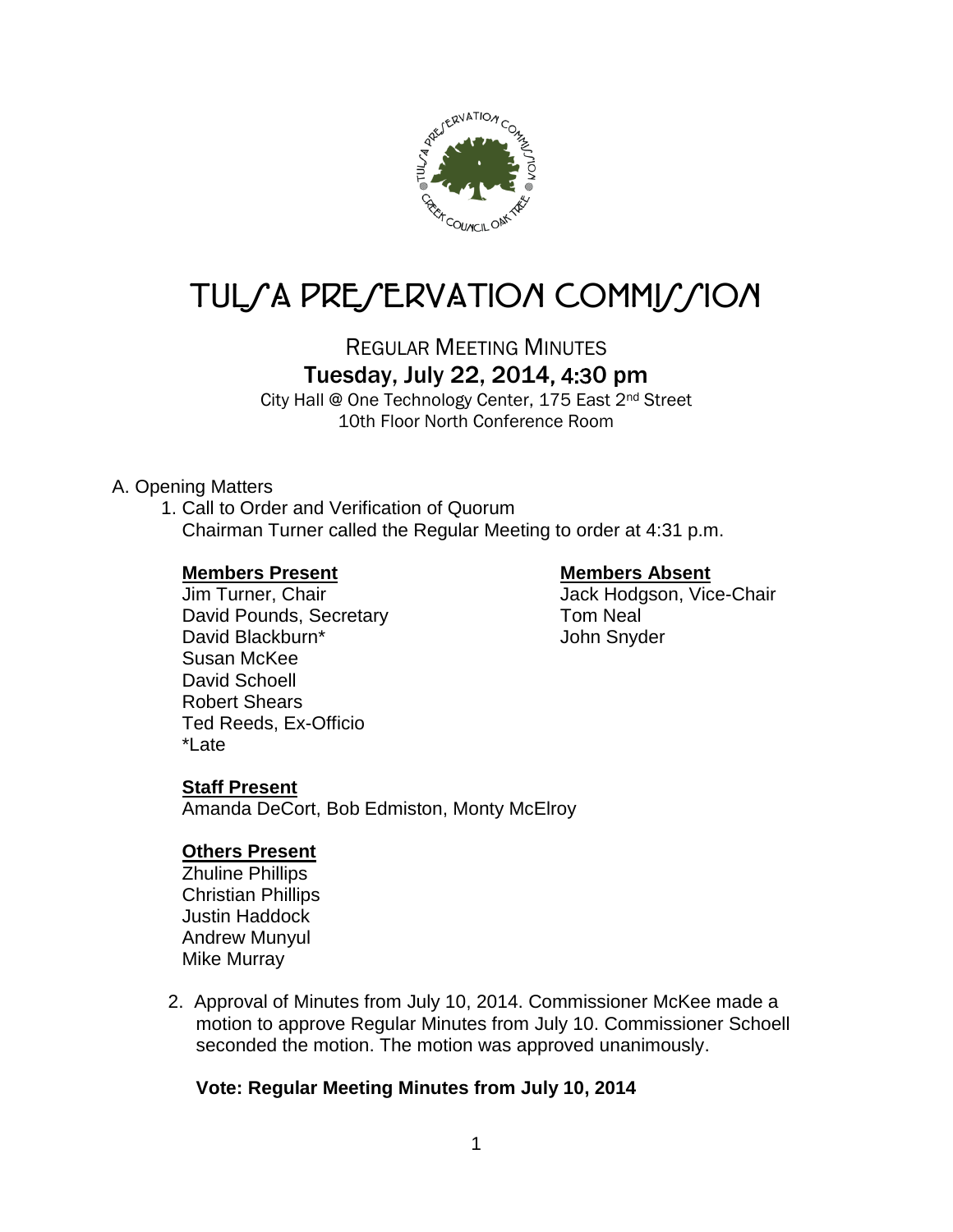# TULSA PRESERVATION COMMISSION

## REGULAR MEETING MINUTES

### Tuesday, July 22, 2014, 4:30 pm

City Hall @ One Technology Center, 175 East 2nd Street
10th Floor North Conference Room

A. Opening Matters

1. Call to Order and Verification of Quorum
   Chairman Turner called the Regular Meeting to order at 4:31 p.m.

   **Members Present**
   Jim Turner, Chair
   David Pounds, Secretary
   David Blackburn*
   Susan McKee
   David Schoell
   Robert Shears
   Ted Reeds, Ex-Officio
   *Late

   **Members Absent**
   Jack Hodgson, Vice-Chair
   Tom Neal
   John Snyder

   **Staff Present**
   Amanda DeCort, Bob Edmiston, Monty McElroy

   **Others Present**
   Zhuline Phillips
   Christian Phillips
   Justin Haddock
   Andrew Munyul
   Mike Murray

2. Approval of Minutes from July 10, 2014. Commissioner McKee made a motion to approve Regular Minutes from July 10. Commissioner Schoell seconded the motion. The motion was approved unanimously.

   **Vote: Regular Meeting Minutes from July 10, 2014**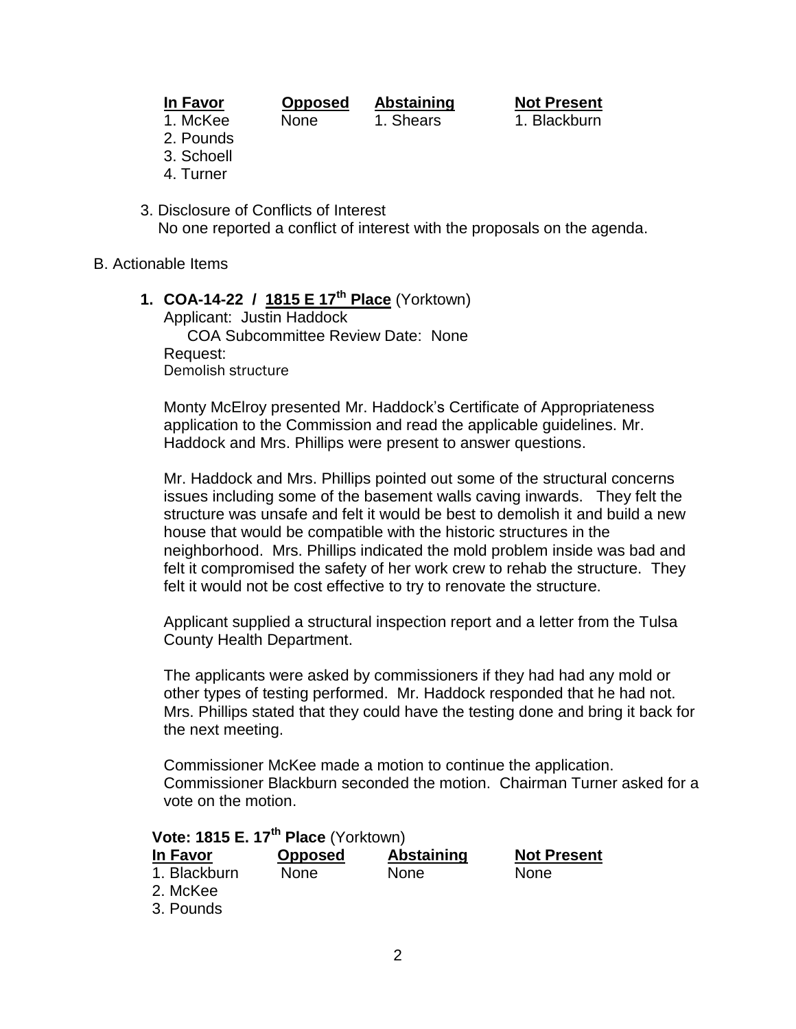| In Favor | Opposed | Abstaining | Not Present |
|---|---|---|---|
| 1. McKee | None | 1. Shears | 1. Blackburn |
| 2. Pounds | | | |
| 3. Schoell | | | |
| 4. Turner | | | |

3. Disclosure of Conflicts of Interest
   No one reported a conflict of interest with the proposals on the agenda.

B. Actionable Items

**1. COA-14-22 / 1815 E 17th Place** (Yorktown)
Applicant: Justin Haddock
COA Subcommittee Review Date: None
Request:
Demolish structure

Monty McElroy presented Mr. Haddock's Certificate of Appropriateness application to the Commission and read the applicable guidelines. Mr. Haddock and Mrs. Phillips were present to answer questions.

Mr. Haddock and Mrs. Phillips pointed out some of the structural concerns issues including some of the basement walls caving inwards. They felt the structure was unsafe and felt it would be best to demolish it and build a new house that would be compatible with the historic structures in the neighborhood. Mrs. Phillips indicated the mold problem inside was bad and felt it compromised the safety of her work crew to rehab the structure. They felt it would not be cost effective to try to renovate the structure.

Applicant supplied a structural inspection report and a letter from the Tulsa County Health Department.

The applicants were asked by commissioners if they had had any mold or other types of testing performed. Mr. Haddock responded that he had not. Mrs. Phillips stated that they could have the testing done and bring it back for the next meeting.

Commissioner McKee made a motion to continue the application. Commissioner Blackburn seconded the motion. Chairman Turner asked for a vote on the motion.

**Vote: 1815 E. 17th Place** (Yorktown)

| In Favor | Opposed | Abstaining | Not Present |
|---|---|---|---|
| 1. Blackburn | None | None | None |
| 2. McKee | | | |
| 3. Pounds | | | |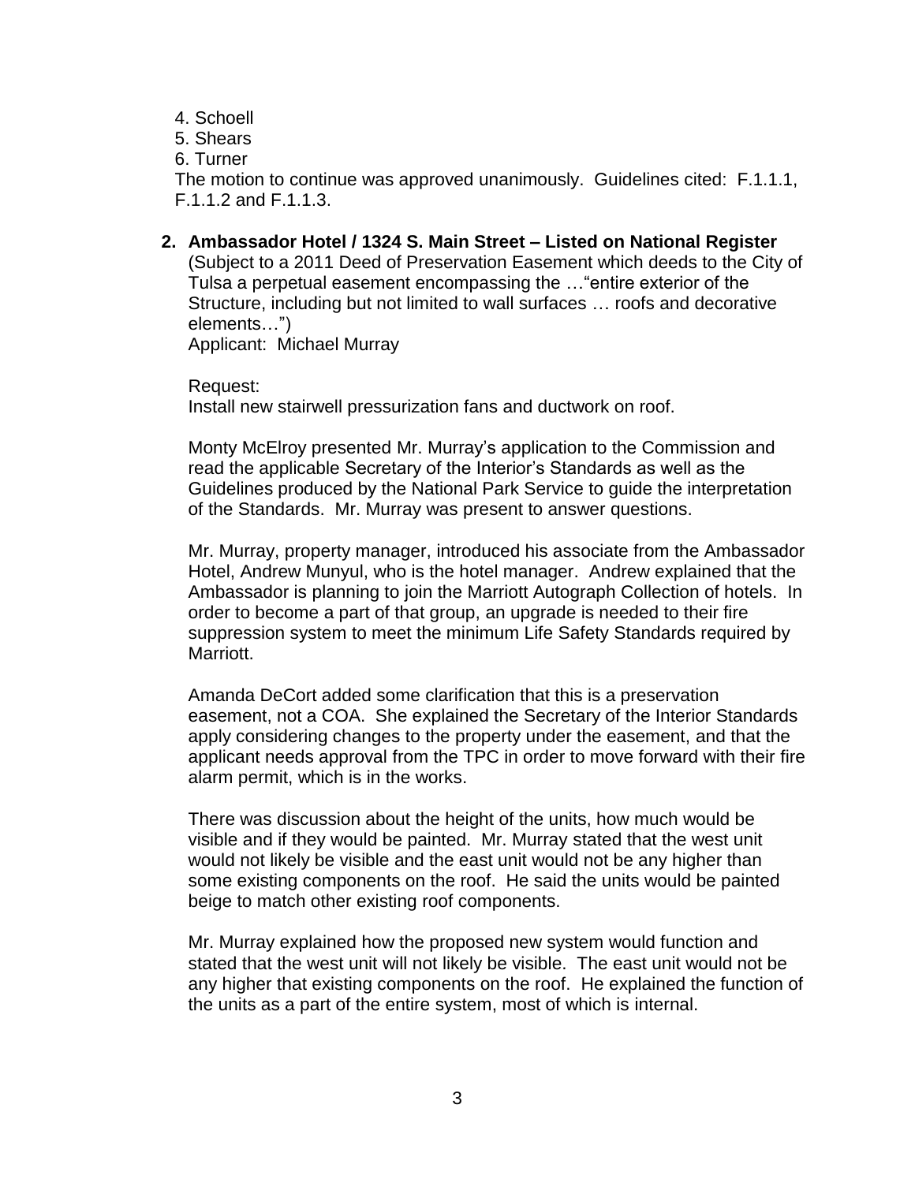4. Schoell
5. Shears
6. Turner

The motion to continue was approved unanimously. Guidelines cited: F.1.1.1, F.1.1.2 and F.1.1.3.

**2. Ambassador Hotel / 1324 S. Main Street – Listed on National Register**

(Subject to a 2011 Deed of Preservation Easement which deeds to the City of Tulsa a perpetual easement encompassing the …"entire exterior of the Structure, including but not limited to wall surfaces … roofs and decorative elements…")

Applicant: Michael Murray

Request:
Install new stairwell pressurization fans and ductwork on roof.

Monty McElroy presented Mr. Murray's application to the Commission and read the applicable Secretary of the Interior's Standards as well as the Guidelines produced by the National Park Service to guide the interpretation of the Standards. Mr. Murray was present to answer questions.

Mr. Murray, property manager, introduced his associate from the Ambassador Hotel, Andrew Munyul, who is the hotel manager. Andrew explained that the Ambassador is planning to join the Marriott Autograph Collection of hotels. In order to become a part of that group, an upgrade is needed to their fire suppression system to meet the minimum Life Safety Standards required by Marriott.

Amanda DeCort added some clarification that this is a preservation easement, not a COA. She explained the Secretary of the Interior Standards apply considering changes to the property under the easement, and that the applicant needs approval from the TPC in order to move forward with their fire alarm permit, which is in the works.

There was discussion about the height of the units, how much would be visible and if they would be painted. Mr. Murray stated that the west unit would not likely be visible and the east unit would not be any higher than some existing components on the roof. He said the units would be painted beige to match other existing roof components.

Mr. Murray explained how the proposed new system would function and stated that the west unit will not likely be visible. The east unit would not be any higher that existing components on the roof. He explained the function of the units as a part of the entire system, most of which is internal.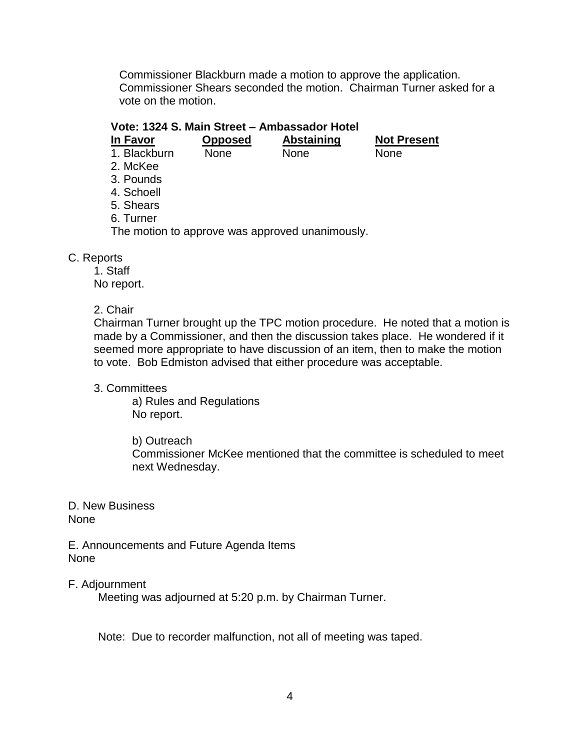Commissioner Blackburn made a motion to approve the application. Commissioner Shears seconded the motion. Chairman Turner asked for a vote on the motion.

**Vote: 1324 S. Main Street – Ambassador Hotel**

| In Favor | Opposed | Abstaining | Not Present |
|---|---|---|---|
| 1. Blackburn | None | None | None |
| 2. McKee | | | |
| 3. Pounds | | | |
| 4. Schoell | | | |
| 5. Shears | | | |
| 6. Turner | | | |

The motion to approve was approved unanimously.

C. Reports

1. Staff

No report.

2. Chair

Chairman Turner brought up the TPC motion procedure. He noted that a motion is made by a Commissioner, and then the discussion takes place. He wondered if it seemed more appropriate to have discussion of an item, then to make the motion to vote. Bob Edmiston advised that either procedure was acceptable.

3. Committees

a) Rules and Regulations

No report.

b) Outreach

Commissioner McKee mentioned that the committee is scheduled to meet next Wednesday.

D. New Business

None

E. Announcements and Future Agenda Items

None

F. Adjournment

Meeting was adjourned at 5:20 p.m. by Chairman Turner.

Note: Due to recorder malfunction, not all of meeting was taped.